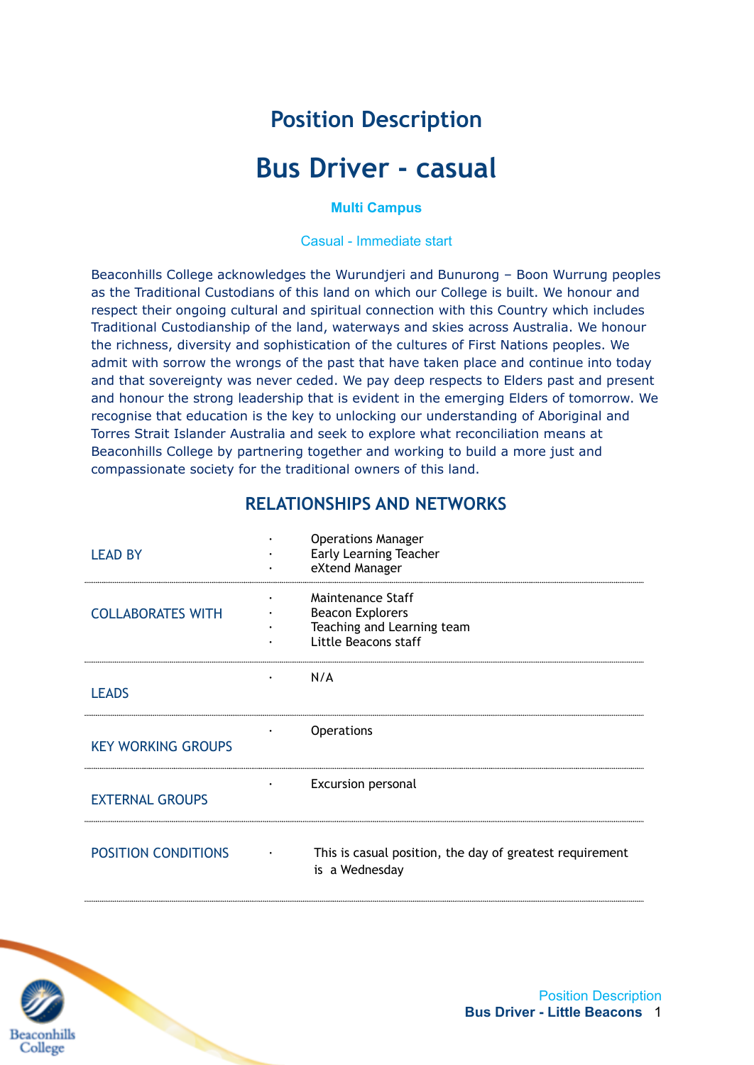# Position Description

# Bus Driver - casual

**Multi Campus**

Casual - Immediate start

Beaconhills College acknowledges the Wurundjeri and Bunurong – Boon Wurrung peoples as the Traditional Custodians of this land on which our College is built. We honour and respect their ongoing cultural and spiritual connection with this Country which includes Traditional Custodianship of the land, waterways and skies across Australia. We honour the richness, diversity and sophistication of the cultures of First Nations peoples. We admit with sorrow the wrongs of the past that have taken place and continue into today and that sovereignty was never ceded. We pay deep respects to Elders past and present and honour the strong leadership that is evident in the emerging Elders of tomorrow. We recognise that education is the key to unlocking our understanding of Aboriginal and Torres Strait Islander Australia and seek to explore what reconciliation means at Beaconhills College by partnering together and working to build a more just and compassionate society for the traditional owners of this land.

## RELATIONSHIPS AND NETWORKS

| | |
|---|---|
| LEAD BY | · Operations Manager<br>· Early Learning Teacher<br>· eXtend Manager |
| COLLABORATES WITH | · Maintenance Staff<br>· Beacon Explorers<br>· Teaching and Learning team<br>· Little Beacons staff |
| LEADS | · N/A |
| KEY WORKING GROUPS | · Operations |
| EXTERNAL GROUPS | · Excursion personal |
| POSITION CONDITIONS | · This is casual position, the day of greatest requirement is a Wednesday |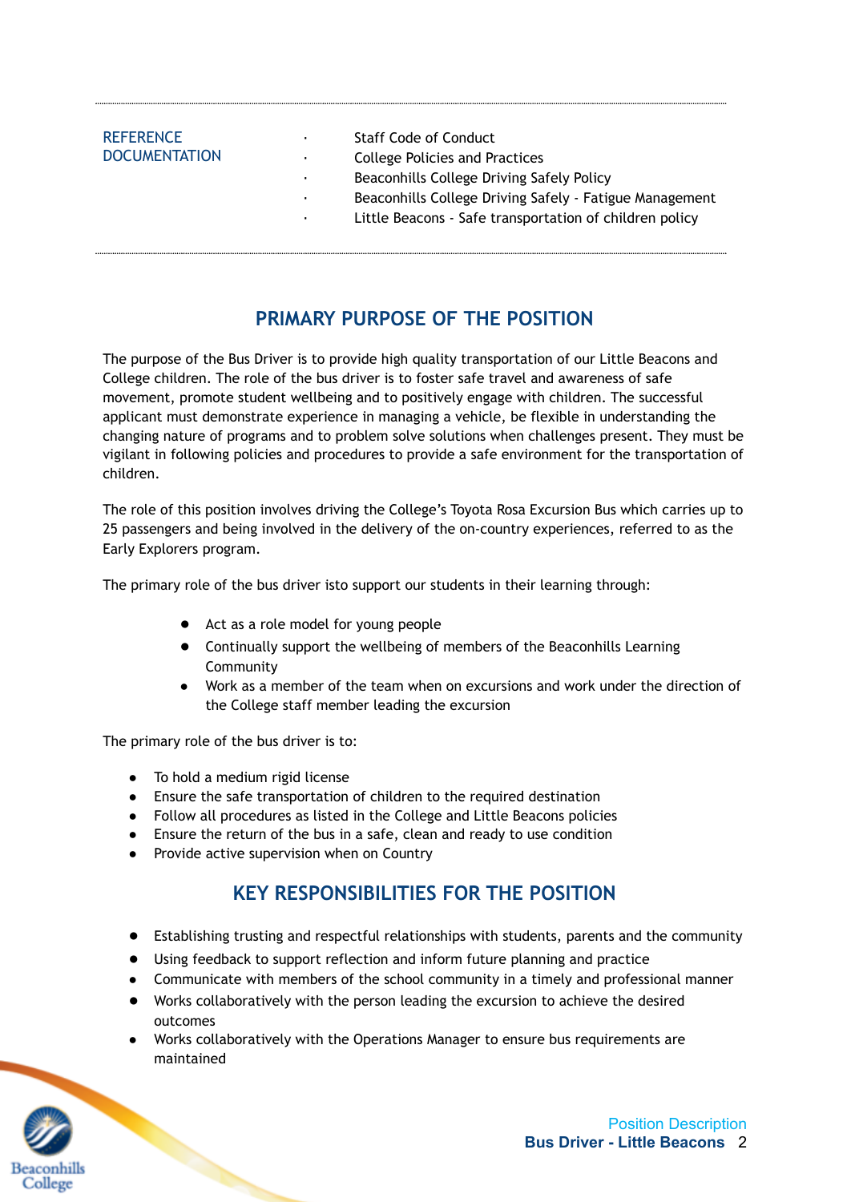| REFERENCE DOCUMENTATION | |
|---|---|
| | · Staff Code of Conduct |
| | · College Policies and Practices |
| | · Beaconhills College Driving Safely Policy |
| | · Beaconhills College Driving Safely - Fatigue Management |
| | · Little Beacons - Safe transportation of children policy |

## PRIMARY PURPOSE OF THE POSITION

The purpose of the Bus Driver is to provide high quality transportation of our Little Beacons and College children. The role of the bus driver is to foster safe travel and awareness of safe movement, promote student wellbeing and to positively engage with children. The successful applicant must demonstrate experience in managing a vehicle, be flexible in understanding the changing nature of programs and to problem solve solutions when challenges present. They must be vigilant in following policies and procedures to provide a safe environment for the transportation of children.

The role of this position involves driving the College's Toyota Rosa Excursion Bus which carries up to 25 passengers and being involved in the delivery of the on-country experiences, referred to as the Early Explorers program.

The primary role of the bus driver isto support our students in their learning through:

- Act as a role model for young people
- Continually support the wellbeing of members of the Beaconhills Learning Community
- Work as a member of the team when on excursions and work under the direction of the College staff member leading the excursion

The primary role of the bus driver is to:

- To hold a medium rigid license
- Ensure the safe transportation of children to the required destination
- Follow all procedures as listed in the College and Little Beacons policies
- Ensure the return of the bus in a safe, clean and ready to use condition
- Provide active supervision when on Country

## KEY RESPONSIBILITIES FOR THE POSITION

- Establishing trusting and respectful relationships with students, parents and the community
- Using feedback to support reflection and inform future planning and practice
- Communicate with members of the school community in a timely and professional manner
- Works collaboratively with the person leading the excursion to achieve the desired outcomes
- Works collaboratively with the Operations Manager to ensure bus requirements are maintained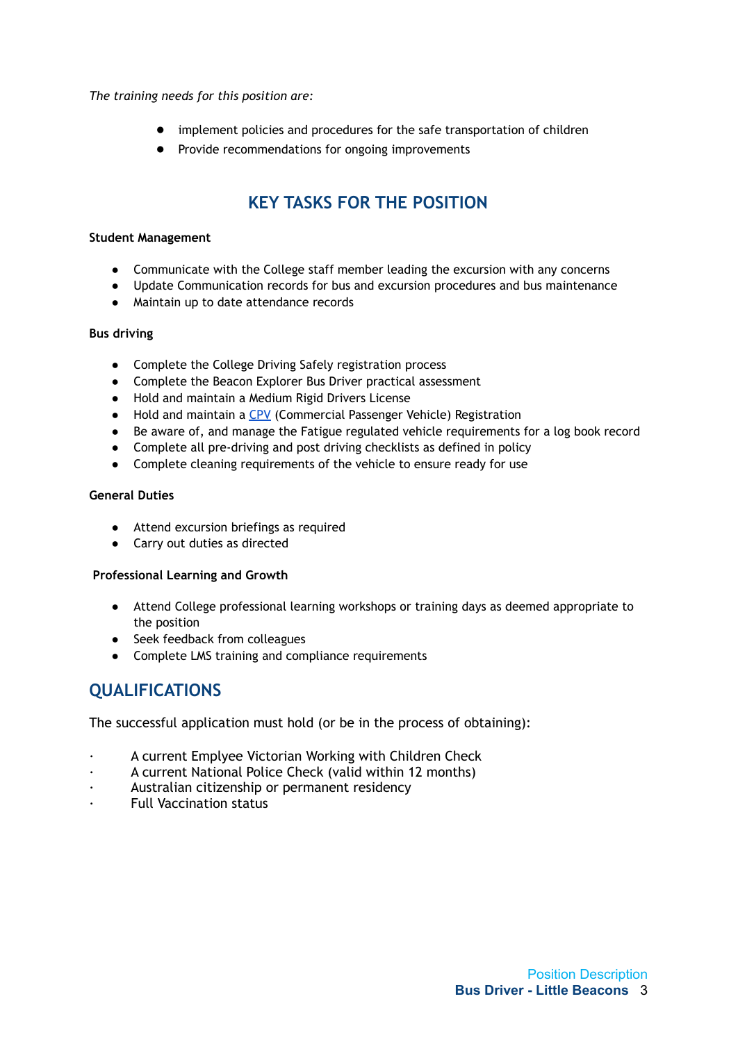*The training needs for this position are:*

- implement policies and procedures for the safe transportation of children
- Provide recommendations for ongoing improvements

## KEY TASKS FOR THE POSITION

**Student Management**

- Communicate with the College staff member leading the excursion with any concerns
- Update Communication records for bus and excursion procedures and bus maintenance
- Maintain up to date attendance records

**Bus driving**

- Complete the College Driving Safely registration process
- Complete the Beacon Explorer Bus Driver practical assessment
- Hold and maintain a Medium Rigid Drivers License
- Hold and maintain a CPV (Commercial Passenger Vehicle) Registration
- Be aware of, and manage the Fatigue regulated vehicle requirements for a log book record
- Complete all pre-driving and post driving checklists as defined in policy
- Complete cleaning requirements of the vehicle to ensure ready for use

**General Duties**

- Attend excursion briefings as required
- Carry out duties as directed

**Professional Learning and Growth**

- Attend College professional learning workshops or training days as deemed appropriate to the position
- Seek feedback from colleagues
- Complete LMS training and compliance requirements

## QUALIFICATIONS

The successful application must hold (or be in the process of obtaining):

- A current Emplyee Victorian Working with Children Check
- A current National Police Check (valid within 12 months)
- Australian citizenship or permanent residency
- Full Vaccination status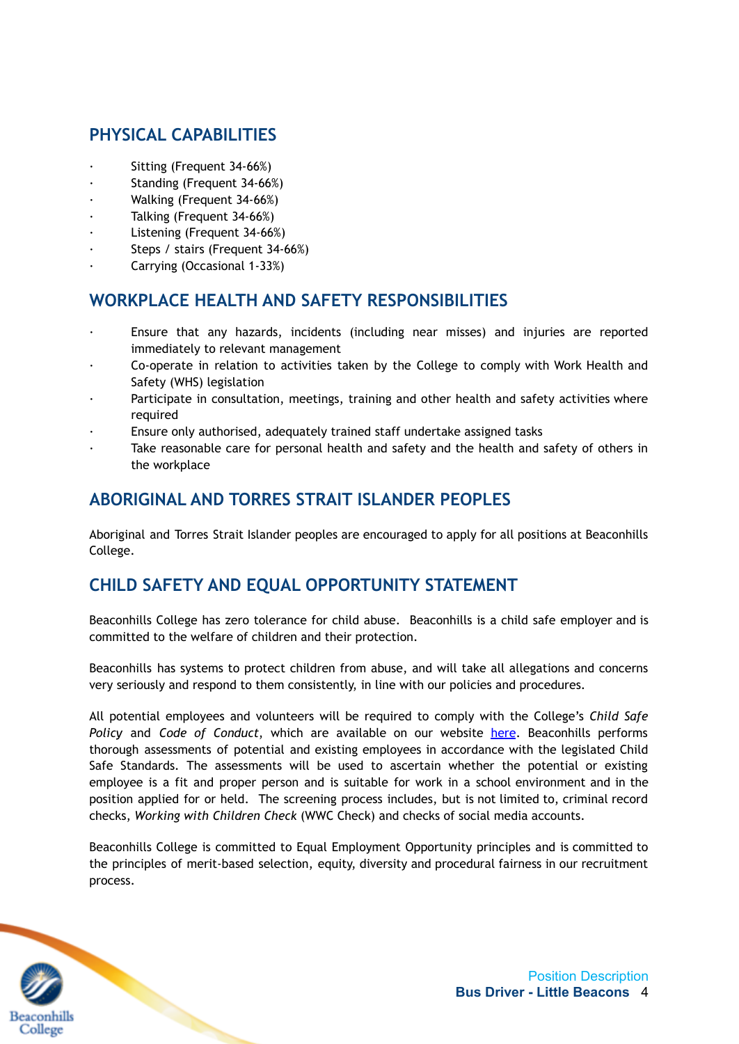## PHYSICAL CAPABILITIES

- Sitting (Frequent 34-66%)
- Standing (Frequent 34-66%)
- Walking (Frequent 34-66%)
- Talking (Frequent 34-66%)
- Listening (Frequent 34-66%)
- Steps / stairs (Frequent 34-66%)
- Carrying (Occasional 1-33%)

## WORKPLACE HEALTH AND SAFETY RESPONSIBILITIES

- Ensure that any hazards, incidents (including near misses) and injuries are reported immediately to relevant management
- Co-operate in relation to activities taken by the College to comply with Work Health and Safety (WHS) legislation
- Participate in consultation, meetings, training and other health and safety activities where required
- Ensure only authorised, adequately trained staff undertake assigned tasks
- Take reasonable care for personal health and safety and the health and safety of others in the workplace

## ABORIGINAL AND TORRES STRAIT ISLANDER PEOPLES

Aboriginal and Torres Strait Islander peoples are encouraged to apply for all positions at Beaconhills College.

## CHILD SAFETY AND EQUAL OPPORTUNITY STATEMENT

Beaconhills College has zero tolerance for child abuse. Beaconhills is a child safe employer and is committed to the welfare of children and their protection.

Beaconhills has systems to protect children from abuse, and will take all allegations and concerns very seriously and respond to them consistently, in line with our policies and procedures.

All potential employees and volunteers will be required to comply with the College's *Child Safe Policy* and *Code of Conduct*, which are available on our website here. Beaconhills performs thorough assessments of potential and existing employees in accordance with the legislated Child Safe Standards. The assessments will be used to ascertain whether the potential or existing employee is a fit and proper person and is suitable for work in a school environment and in the position applied for or held. The screening process includes, but is not limited to, criminal record checks, *Working with Children Check* (WWC Check) and checks of social media accounts.

Beaconhills College is committed to Equal Employment Opportunity principles and is committed to the principles of merit-based selection, equity, diversity and procedural fairness in our recruitment process.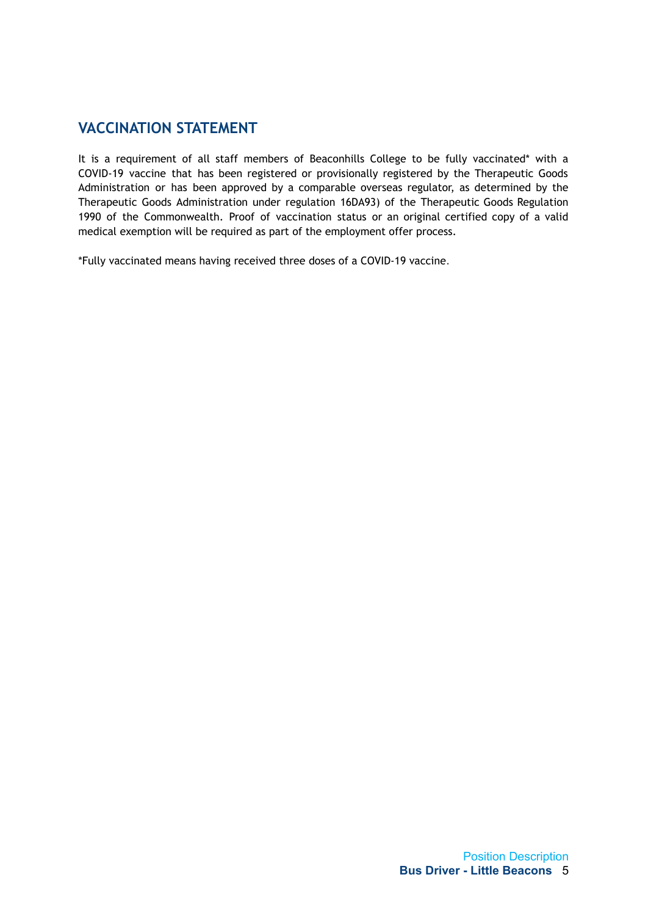## VACCINATION STATEMENT

It is a requirement of all staff members of Beaconhills College to be fully vaccinated* with a COVID-19 vaccine that has been registered or provisionally registered by the Therapeutic Goods Administration or has been approved by a comparable overseas regulator, as determined by the Therapeutic Goods Administration under regulation 16DA93) of the Therapeutic Goods Regulation 1990 of the Commonwealth. Proof of vaccination status or an original certified copy of a valid medical exemption will be required as part of the employment offer process.

*Fully vaccinated means having received three doses of a COVID-19 vaccine.